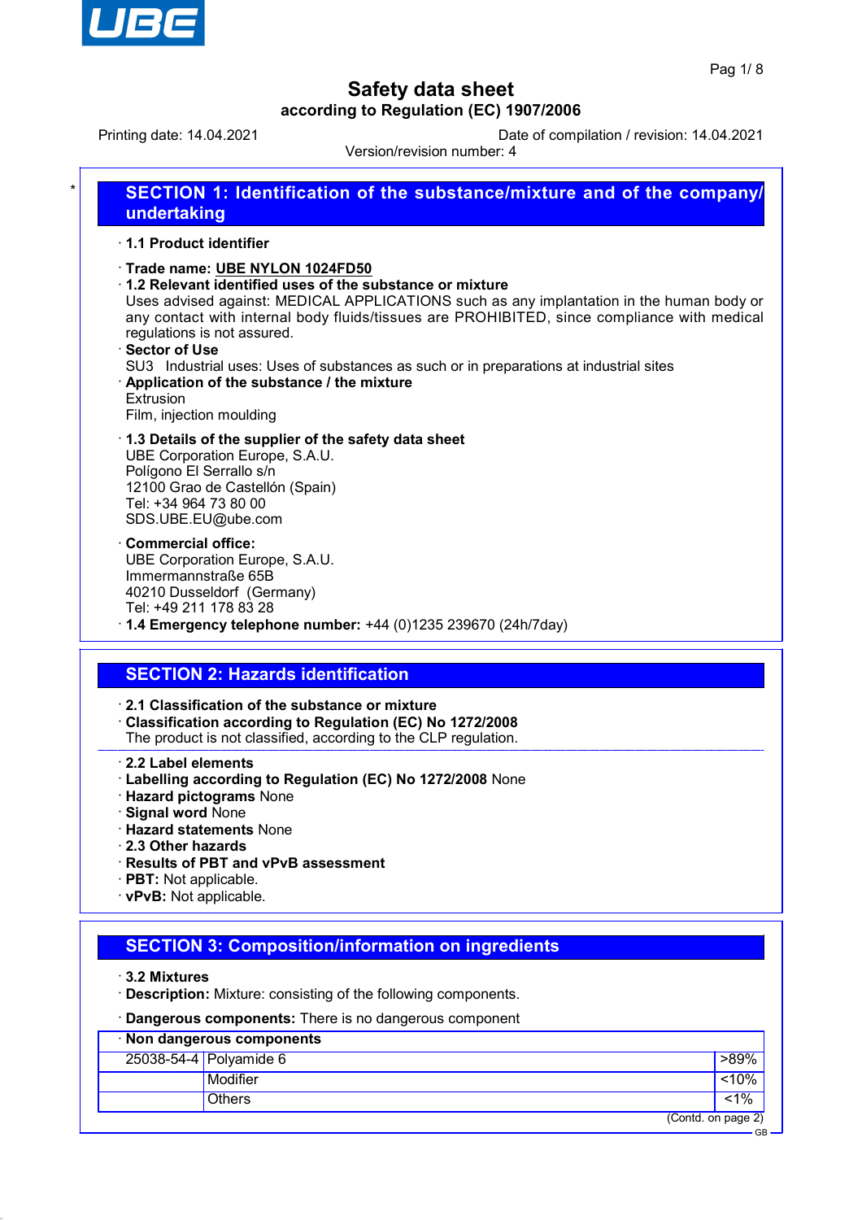# Safety data sheet

**according to Regulation (EC) 1907/2006**

Printing date: 14.04.2021 | Date of compilation / revision: 14.04.2021

Version/revision number: 4

## SECTION 1: Identification of the substance/mixture and of the company/undertaking

· **1.1 Product identifier**

· **Trade name: UBE NYLON 1024FD50**

· **1.2 Relevant identified uses of the substance or mixture**
Uses advised against: MEDICAL APPLICATIONS such as any implantation in the human body or any contact with internal body fluids/tissues are PROHIBITED, since compliance with medical regulations is not assured.

· **Sector of Use**
SU3 Industrial uses: Uses of substances as such or in preparations at industrial sites

· **Application of the substance / the mixture**
Extrusion
Film, injection moulding

· **1.3 Details of the supplier of the safety data sheet**
UBE Corporation Europe, S.A.U.
Polígono El Serrallo s/n
12100 Grao de Castellón (Spain)
Tel: +34 964 73 80 00
SDS.UBE.EU@ube.com

· **Commercial office:**
UBE Corporation Europe, S.A.U.
Immermannstraße 65B
40210 Dusseldorf (Germany)
Tel: +49 211 178 83 28

· **1.4 Emergency telephone number:** +44 (0)1235 239670 (24h/7day)

## SECTION 2: Hazards identification

· **2.1 Classification of the substance or mixture**

· **Classification according to Regulation (EC) No 1272/2008**
The product is not classified, according to the CLP regulation.

· **2.2 Label elements**

· **Labelling according to Regulation (EC) No 1272/2008** None

· **Hazard pictograms** None

· **Signal word** None

· **Hazard statements** None

· **2.3 Other hazards**

· **Results of PBT and vPvB assessment**

· **PBT:** Not applicable.

· **vPvB:** Not applicable.

## SECTION 3: Composition/information on ingredients

· **3.2 Mixtures**

· **Description:** Mixture: consisting of the following components.

· **Dangerous components:** There is no dangerous component

| · **Non dangerous components** | | |
|---|---|---|
| 25038-54-4 | Polyamide 6 | >89% |
| | Modifier | <10% |
| | Others | <1% |

(Contd. on page 2)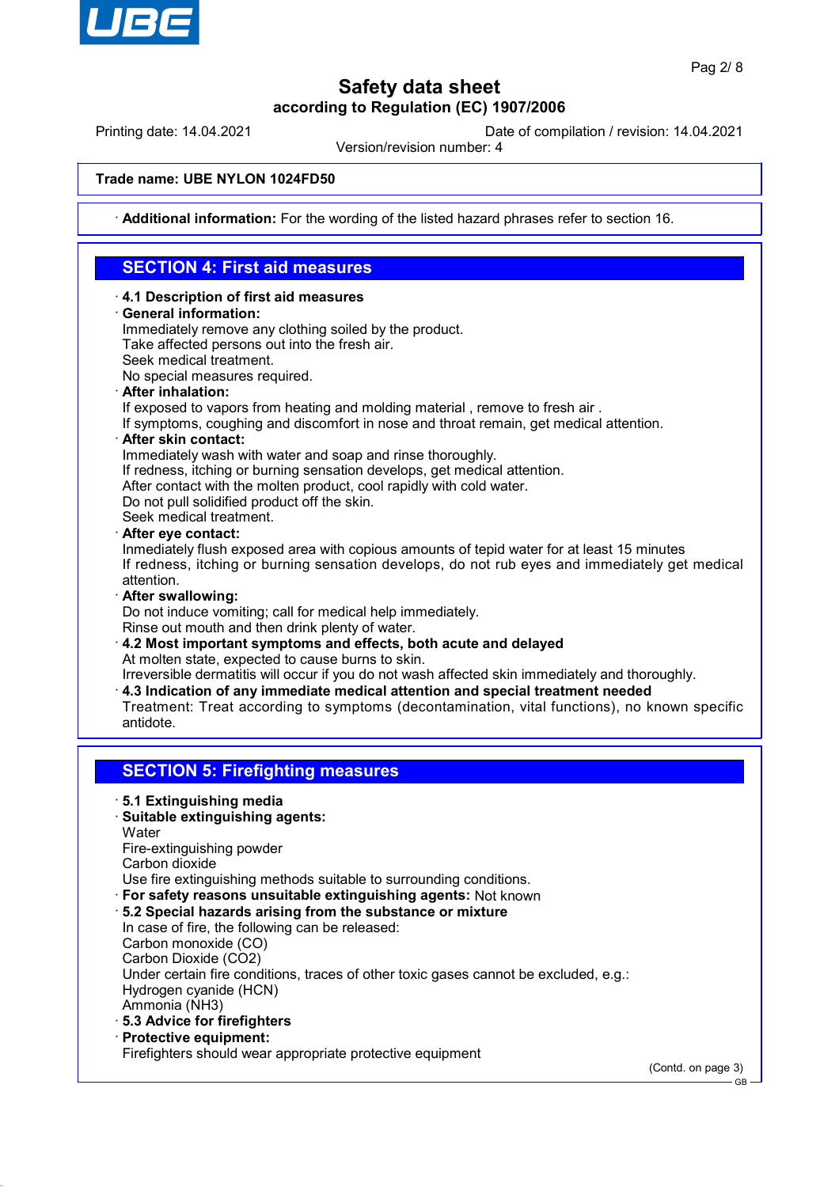Trade name: **UBE NYLON 1024FD50**

· **Additional information:** For the wording of the listed hazard phrases refer to section 16.

## SECTION 4: First aid measures

· **4.1 Description of first aid measures**

· **General information:**
Immediately remove any clothing soiled by the product.
Take affected persons out into the fresh air.
Seek medical treatment.
No special measures required.

· **After inhalation:**
If exposed to vapors from heating and molding material , remove to fresh air .
If symptoms, coughing and discomfort in nose and throat remain, get medical attention.

· **After skin contact:**
Immediately wash with water and soap and rinse thoroughly.
If redness, itching or burning sensation develops, get medical attention.
After contact with the molten product, cool rapidly with cold water.
Do not pull solidified product off the skin.
Seek medical treatment.

· **After eye contact:**
Inmediately flush exposed area with copious amounts of tepid water for at least 15 minutes
If redness, itching or burning sensation develops, do not rub eyes and immediately get medical attention.

· **After swallowing:**
Do not induce vomiting; call for medical help immediately.
Rinse out mouth and then drink plenty of water.

· **4.2 Most important symptoms and effects, both acute and delayed**
At molten state, expected to cause burns to skin.
Irreversible dermatitis will occur if you do not wash affected skin immediately and thoroughly.

· **4.3 Indication of any immediate medical attention and special treatment needed**
Treatment: Treat according to symptoms (decontamination, vital functions), no known specific antidote.

## SECTION 5: Firefighting measures

· **5.1 Extinguishing media**

· **Suitable extinguishing agents:**
Water
Fire-extinguishing powder
Carbon dioxide
Use fire extinguishing methods suitable to surrounding conditions.

· **For safety reasons unsuitable extinguishing agents:** Not known

· **5.2 Special hazards arising from the substance or mixture**
In case of fire, the following can be released:
Carbon monoxide (CO)
Carbon Dioxide ($CO_2$)
Under certain fire conditions, traces of other toxic gases cannot be excluded, e.g.:
Hydrogen cyanide (HCN)
Ammonia ($NH_3$)

· **5.3 Advice for firefighters**

· **Protective equipment:**
Firefighters should wear appropriate protective equipment

(Contd. on page 3)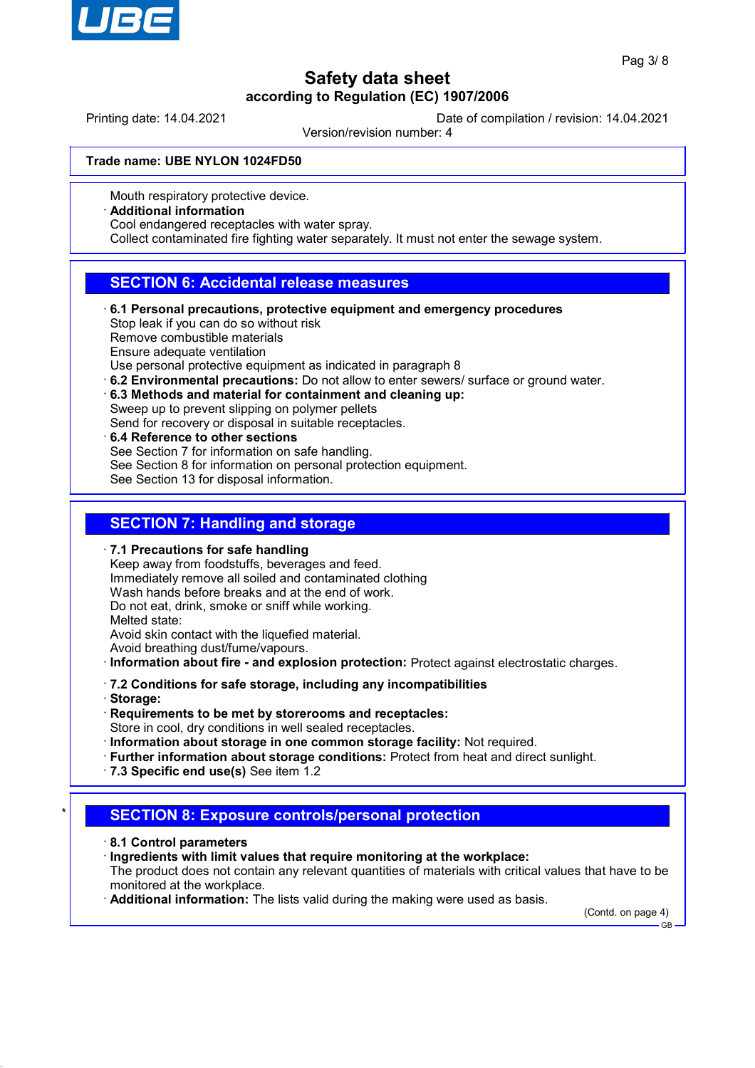Mouth respiratory protective device.

· **Additional information**
Cool endangered receptacles with water spray.
Collect contaminated fire fighting water separately. It must not enter the sewage system.

## SECTION 6: Accidental release measures

· **6.1 Personal precautions, protective equipment and emergency procedures**
Stop leak if you can do so without risk
Remove combustible materials
Ensure adequate ventilation
Use personal protective equipment as indicated in paragraph 8

· **6.2 Environmental precautions:** Do not allow to enter sewers/ surface or ground water.

· **6.3 Methods and material for containment and cleaning up:**
Sweep up to prevent slipping on polymer pellets
Send for recovery or disposal in suitable receptacles.

· **6.4 Reference to other sections**
See Section 7 for information on safe handling.
See Section 8 for information on personal protection equipment.
See Section 13 for disposal information.

## SECTION 7: Handling and storage

· **7.1 Precautions for safe handling**
Keep away from foodstuffs, beverages and feed.
Immediately remove all soiled and contaminated clothing
Wash hands before breaks and at the end of work.
Do not eat, drink, smoke or sniff while working.
Melted state:
Avoid skin contact with the liquefied material.
Avoid breathing dust/fume/vapours.

· **Information about fire - and explosion protection:** Protect against electrostatic charges.

· **7.2 Conditions for safe storage, including any incompatibilities**

· **Storage:**

· **Requirements to be met by storerooms and receptacles:**
Store in cool, dry conditions in well sealed receptacles.

· **Information about storage in one common storage facility:** Not required.

· **Further information about storage conditions:** Protect from heat and direct sunlight.

· **7.3 Specific end use(s)** See item 1.2

## * SECTION 8: Exposure controls/personal protection

· **8.1 Control parameters**

· **Ingredients with limit values that require monitoring at the workplace:**
The product does not contain any relevant quantities of materials with critical values that have to be monitored at the workplace.

· **Additional information:** The lists valid during the making were used as basis.

(Contd. on page 4)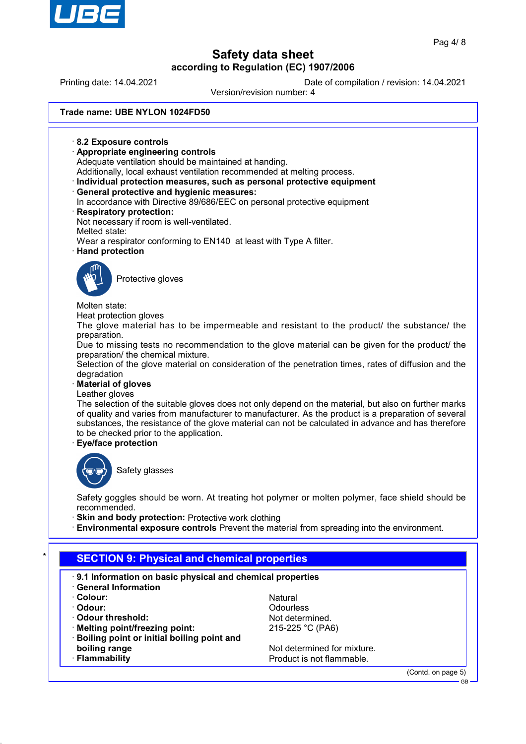**Trade name: UBE NYLON 1024FD50**

· **8.2 Exposure controls**
· **Appropriate engineering controls**
Adequate ventilation should be maintained at handing.
Additionally, local exhaust ventilation recommended at melting process.
· **Individual protection measures, such as personal protective equipment**
· **General protective and hygienic measures:**
In accordance with Directive 89/686/EEC on personal protective equipment
· **Respiratory protection:**
Not necessary if room is well-ventilated.
Melted state:
Wear a respirator conforming to EN140 at least with Type A filter.
· **Hand protection**

Protective gloves

Molten state:
Heat protection gloves
The glove material has to be impermeable and resistant to the product/ the substance/ the preparation.
Due to missing tests no recommendation to the glove material can be given for the product/ the preparation/ the chemical mixture.
Selection of the glove material on consideration of the penetration times, rates of diffusion and the degradation
· **Material of gloves**
Leather gloves
The selection of the suitable gloves does not only depend on the material, but also on further marks of quality and varies from manufacturer to manufacturer. As the product is a preparation of several substances, the resistance of the glove material can not be calculated in advance and has therefore to be checked prior to the application.
· **Eye/face protection**

Safety glasses

Safety goggles should be worn. At treating hot polymer or molten polymer, face shield should be recommended.
· **Skin and body protection:** Protective work clothing
· **Environmental exposure controls** Prevent the material from spreading into the environment.

## SECTION 9: Physical and chemical properties

· **9.1 Information on basic physical and chemical properties**
· **General Information**

| | |
|---|---|
| · **Colour:** | Natural |
| · **Odour:** | Odourless |
| · **Odour threshold:** | Not determined. |
| · **Melting point/freezing point:** | 215-225 °C (PA6) |
| · **Boiling point or initial boiling point and boiling range** | Not determined for mixture. |
| · **Flammability** | Product is not flammable. |

(Contd. on page 5)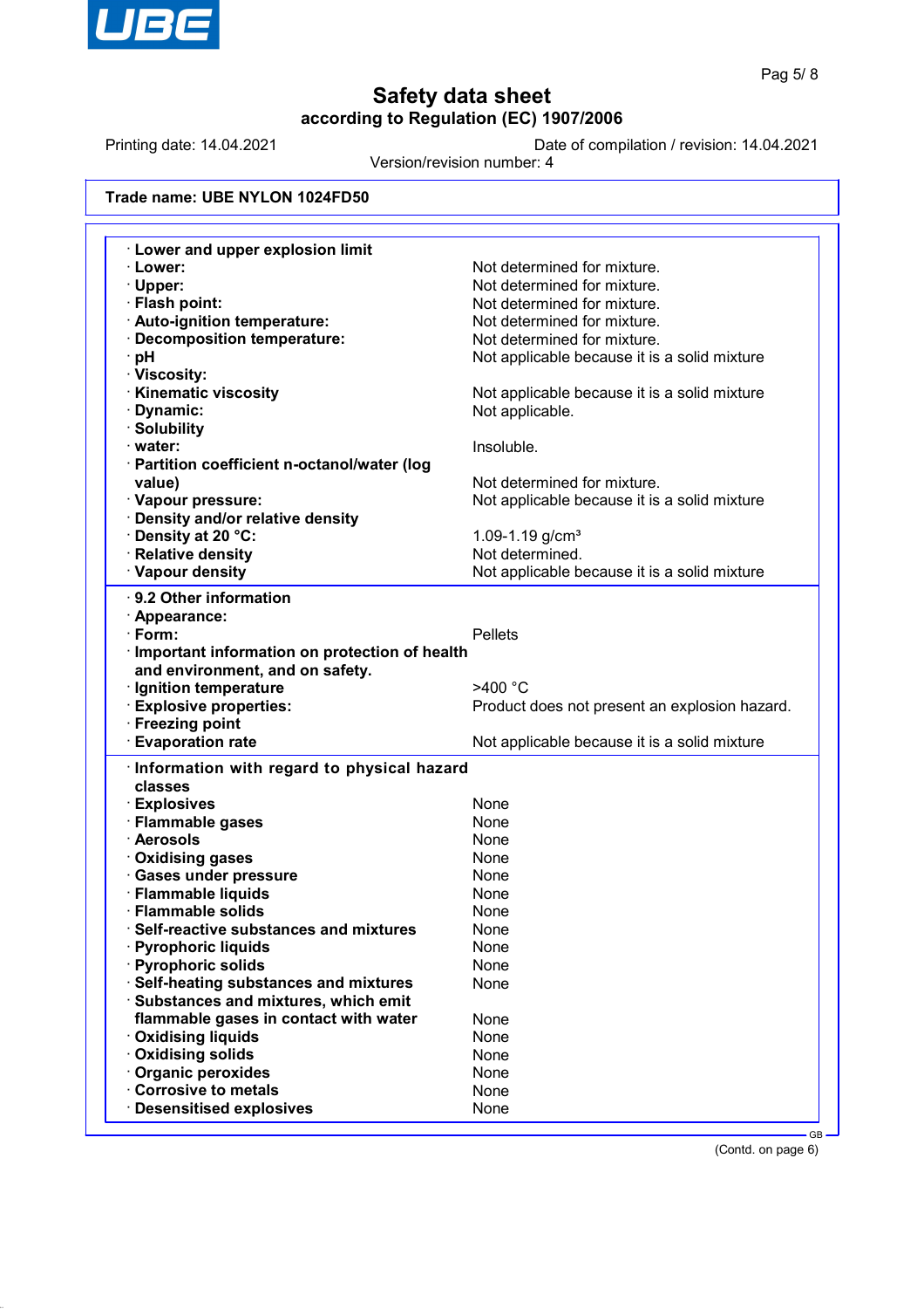Safety data sheet
according to Regulation (EC) 1907/2006

Printing date: 14.04.2021 | Date of compilation / revision: 14.04.2021
Version/revision number: 4

**Trade name: UBE NYLON 1024FD50**

| | |
|---|---|
| · **Lower and upper explosion limit** | |
| · **Lower:** | Not determined for mixture. |
| · **Upper:** | Not determined for mixture. |
| · **Flash point:** | Not determined for mixture. |
| · **Auto-ignition temperature:** | Not determined for mixture. |
| · **Decomposition temperature:** | Not determined for mixture. |
| · **pH** | Not applicable because it is a solid mixture |
| · **Viscosity:** | |
| · **Kinematic viscosity** | Not applicable because it is a solid mixture |
| · **Dynamic:** | Not applicable. |
| · **Solubility** | |
| · **water:** | Insoluble. |
| · **Partition coefficient n-octanol/water (log value)** | Not determined for mixture. |
| · **Vapour pressure:** | Not applicable because it is a solid mixture |
| · **Density and/or relative density** | |
| · **Density at 20 °C:** | 1.09-1.19 g/cm³ |
| · **Relative density** | Not determined. |
| · **Vapour density** | Not applicable because it is a solid mixture |

| | |
|---|---|
| · **9.2 Other information** | |
| · **Appearance:** | |
| · **Form:** | Pellets |
| · **Important information on protection of health and environment, and on safety.** | |
| · **Ignition temperature** | >400 °C |
| · **Explosive properties:** | Product does not present an explosion hazard. |
| · **Freezing point** | |
| · **Evaporation rate** | Not applicable because it is a solid mixture |

| | |
|---|---|
| · **Information with regard to physical hazard classes** | |
| · **Explosives** | None |
| · **Flammable gases** | None |
| · **Aerosols** | None |
| · **Oxidising gases** | None |
| · **Gases under pressure** | None |
| · **Flammable liquids** | None |
| · **Flammable solids** | None |
| · **Self-reactive substances and mixtures** | None |
| · **Pyrophoric liquids** | None |
| · **Pyrophoric solids** | None |
| · **Self-heating substances and mixtures** | None |
| · **Substances and mixtures, which emit flammable gases in contact with water** | None |
| · **Oxidising liquids** | None |
| · **Oxidising solids** | None |
| · **Organic peroxides** | None |
| · **Corrosive to metals** | None |
| · **Desensitised explosives** | None |

(Contd. on page 6)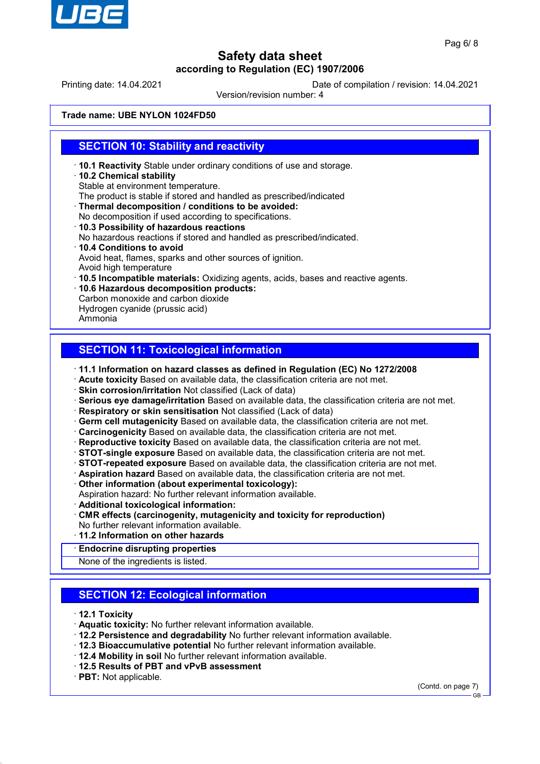**Trade name: UBE NYLON 1024FD50**

## SECTION 10: Stability and reactivity

- **10.1 Reactivity** Stable under ordinary conditions of use and storage.
- **10.2 Chemical stability**
  Stable at environment temperature.
  The product is stable if stored and handled as prescribed/indicated
- **Thermal decomposition / conditions to be avoided:**
  No decomposition if used according to specifications.
- **10.3 Possibility of hazardous reactions**
  No hazardous reactions if stored and handled as prescribed/indicated.
- **10.4 Conditions to avoid**
  Avoid heat, flames, sparks and other sources of ignition.
  Avoid high temperature
- **10.5 Incompatible materials:** Oxidizing agents, acids, bases and reactive agents.
- **10.6 Hazardous decomposition products:**
  Carbon monoxide and carbon dioxide
  Hydrogen cyanide (prussic acid)
  Ammonia

## SECTION 11: Toxicological information

- **11.1 Information on hazard classes as defined in Regulation (EC) No 1272/2008**
- **Acute toxicity** Based on available data, the classification criteria are not met.
- **Skin corrosion/irritation** Not classified (Lack of data)
- **Serious eye damage/irritation** Based on available data, the classification criteria are not met.
- **Respiratory or skin sensitisation** Not classified (Lack of data)
- **Germ cell mutagenicity** Based on available data, the classification criteria are not met.
- **Carcinogenicity** Based on available data, the classification criteria are not met.
- **Reproductive toxicity** Based on available data, the classification criteria are not met.
- **STOT-single exposure** Based on available data, the classification criteria are not met.
- **STOT-repeated exposure** Based on available data, the classification criteria are not met.
- **Aspiration hazard** Based on available data, the classification criteria are not met.
- **Other information (about experimental toxicology):**
  Aspiration hazard: No further relevant information available.
- **Additional toxicological information:**
- **CMR effects (carcinogenity, mutagenicity and toxicity for reproduction)**
  No further relevant information available.
- **11.2 Information on other hazards**
- **Endocrine disrupting properties**
  None of the ingredients is listed.

## SECTION 12: Ecological information

- **12.1 Toxicity**
- **Aquatic toxicity:** No further relevant information available.
- **12.2 Persistence and degradability** No further relevant information available.
- **12.3 Bioaccumulative potential** No further relevant information available.
- **12.4 Mobility in soil** No further relevant information available.
- **12.5 Results of PBT and vPvB assessment**
- **PBT:** Not applicable.

(Contd. on page 7)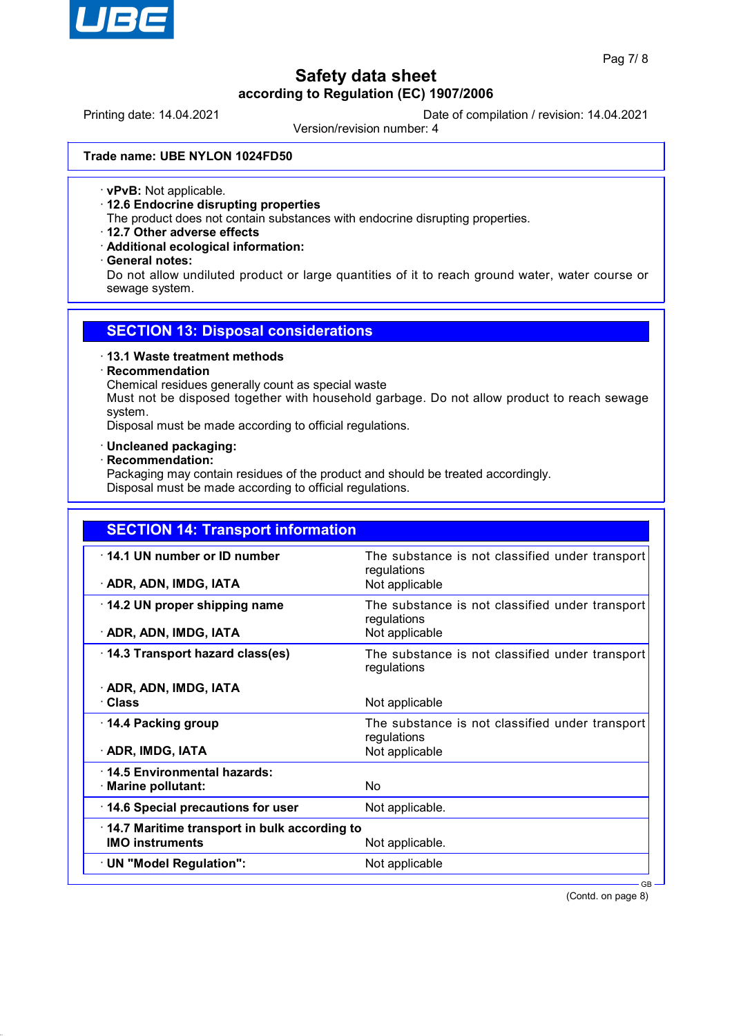Trade name: UBE NYLON 1024FD50

· **vPvB:** Not applicable.
· **12.6 Endocrine disrupting properties**
The product does not contain substances with endocrine disrupting properties.
· **12.7 Other adverse effects**
· **Additional ecological information:**
· **General notes:**
Do not allow undiluted product or large quantities of it to reach ground water, water course or sewage system.

## SECTION 13: Disposal considerations

· **13.1 Waste treatment methods**
· **Recommendation**
Chemical residues generally count as special waste
Must not be disposed together with household garbage. Do not allow product to reach sewage system.
Disposal must be made according to official regulations.

· **Uncleaned packaging:**
· **Recommendation:**
Packaging may contain residues of the product and should be treated accordingly.
Disposal must be made according to official regulations.

## SECTION 14: Transport information

| | |
|---|---|
| · **14.1 UN number or ID number** | The substance is not classified under transport regulations |
| · **ADR, ADN, IMDG, IATA** | Not applicable |
| · **14.2 UN proper shipping name** | The substance is not classified under transport regulations |
| · **ADR, ADN, IMDG, IATA** | Not applicable |
| · **14.3 Transport hazard class(es)** | The substance is not classified under transport regulations |
| · **ADR, ADN, IMDG, IATA** | |
| · **Class** | Not applicable |
| · **14.4 Packing group** | The substance is not classified under transport regulations |
| · **ADR, IMDG, IATA** | Not applicable |
| · **14.5 Environmental hazards:** | |
| · **Marine pollutant:** | No |
| · **14.6 Special precautions for user** | Not applicable. |
| · **14.7 Maritime transport in bulk according to IMO instruments** | Not applicable. |
| · **UN "Model Regulation":** | Not applicable |

(Contd. on page 8)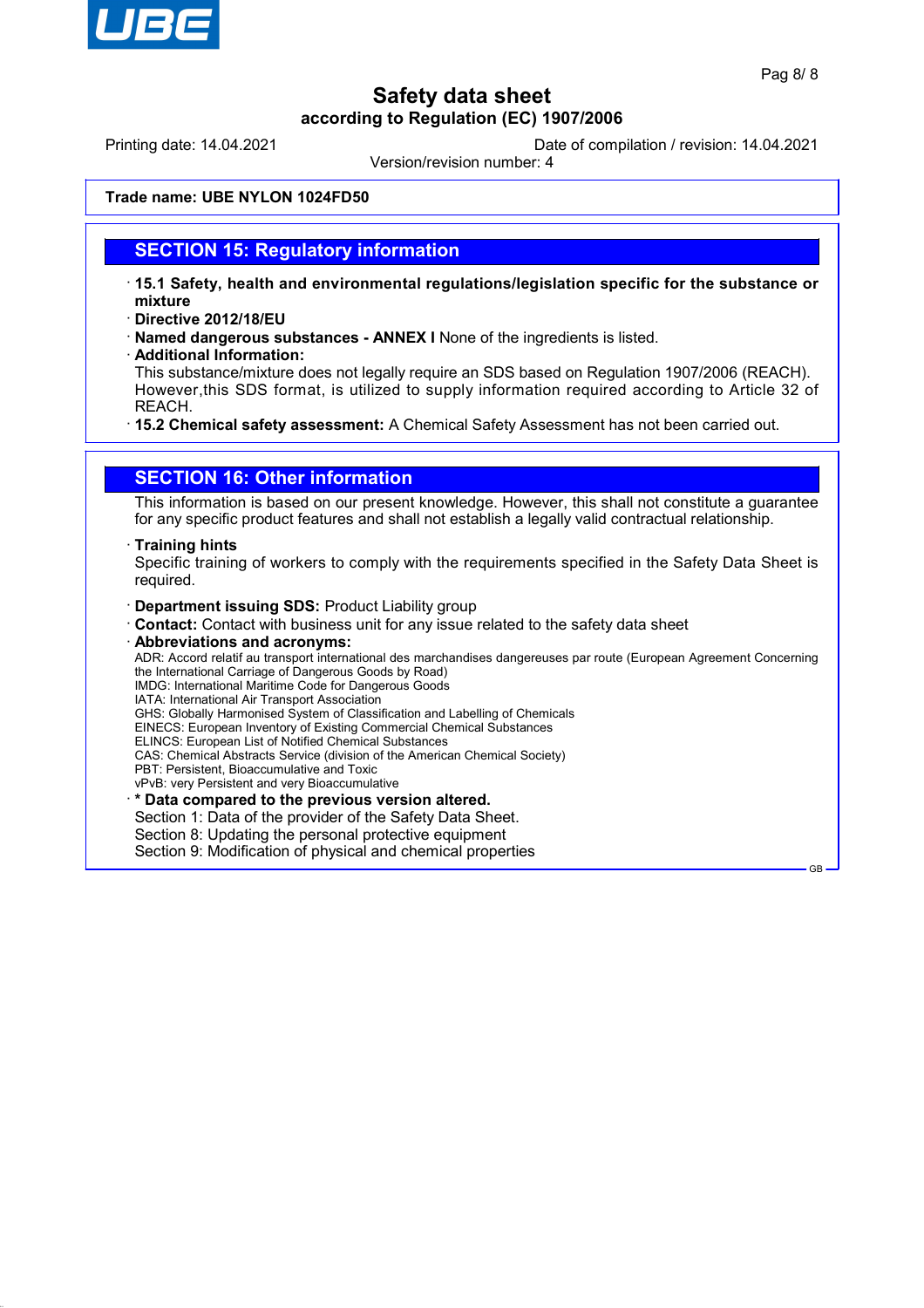**Safety data sheet**

**according to Regulation (EC) 1907/2006**

Printing date: 14.04.2021    Date of compilation / revision: 14.04.2021

Version/revision number: 4

**Trade name: UBE NYLON 1024FD50**

## SECTION 15: Regulatory information

- **15.1 Safety, health and environmental regulations/legislation specific for the substance or mixture**
- **Directive 2012/18/EU**
- **Named dangerous substances - ANNEX I** None of the ingredients is listed.
- **Additional Information:**
  This substance/mixture does not legally require an SDS based on Regulation 1907/2006 (REACH). However,this SDS format, is utilized to supply information required according to Article 32 of REACH.
- **15.2 Chemical safety assessment:** A Chemical Safety Assessment has not been carried out.

## SECTION 16: Other information

This information is based on our present knowledge. However, this shall not constitute a guarantee for any specific product features and shall not establish a legally valid contractual relationship.

- **Training hints**
  Specific training of workers to comply with the requirements specified in the Safety Data Sheet is required.

- **Department issuing SDS:** Product Liability group
- **Contact:** Contact with business unit for any issue related to the safety data sheet
- **Abbreviations and acronyms:**
  ADR: Accord relatif au transport international des marchandises dangereuses par route (European Agreement Concerning the International Carriage of Dangerous Goods by Road)
  IMDG: International Maritime Code for Dangerous Goods
  IATA: International Air Transport Association
  GHS: Globally Harmonised System of Classification and Labelling of Chemicals
  EINECS: European Inventory of Existing Commercial Chemical Substances
  ELINCS: European List of Notified Chemical Substances
  CAS: Chemical Abstracts Service (division of the American Chemical Society)
  PBT: Persistent, Bioaccumulative and Toxic
  vPvB: very Persistent and very Bioaccumulative
- **\* Data compared to the previous version altered.**
  Section 1: Data of the provider of the Safety Data Sheet.
  Section 8: Updating the personal protective equipment
  Section 9: Modification of physical and chemical properties